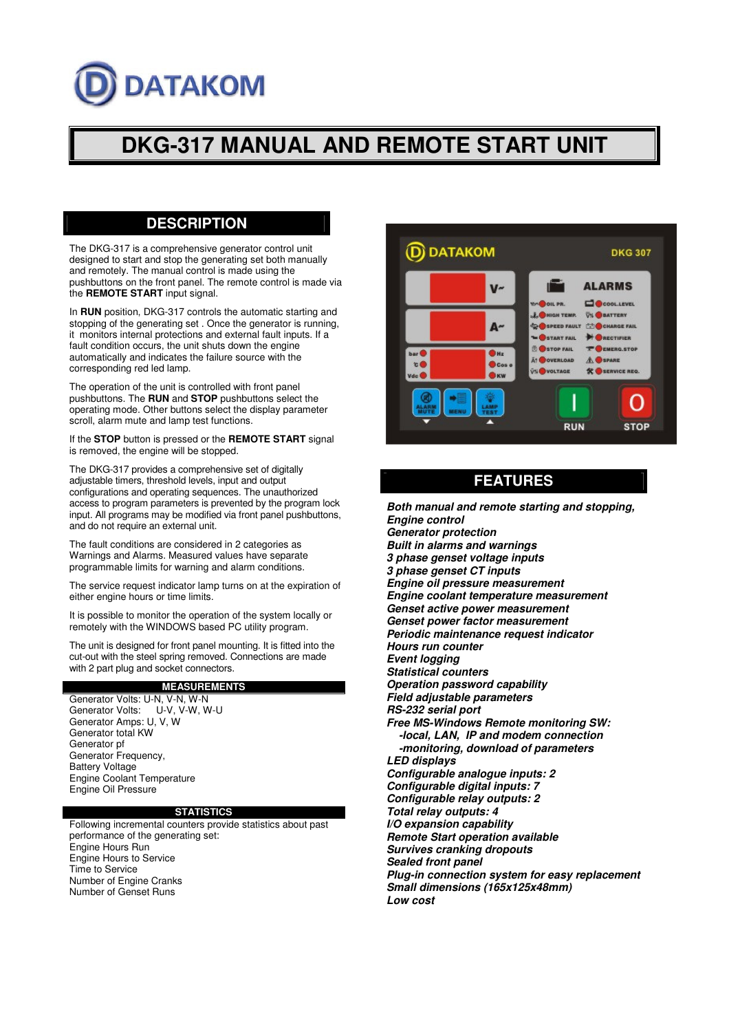DATAKOM

# DKG-317 MANUAL AND REMOTE START UNIT

## DESCRIPTION

The DKG-317 is a comprehensive generator control unit designed to start and stop the generating set both manually and remotely. The manual control is made using the pushbuttons on the front panel. The remote control is made via the **REMOTE START** input signal.

In **RUN** position, DKG-317 controls the automatic starting and stopping of the generating set . Once the generator is running, it monitors internal protections and external fault inputs. If a fault condition occurs, the unit shuts down the engine automatically and indicates the failure source with the corresponding red led lamp.

The operation of the unit is controlled with front panel pushbuttons. The **RUN** and **STOP** pushbuttons select the operating mode. Other buttons select the display parameter scroll, alarm mute and lamp test functions.

If the **STOP** button is pressed or the **REMOTE START** signal is removed, the engine will be stopped.

The DKG-317 provides a comprehensive set of digitally adjustable timers, threshold levels, input and output configurations and operating sequences. The unauthorized access to program parameters is prevented by the program lock input. All programs may be modified via front panel pushbuttons, and do not require an external unit.

The fault conditions are considered in 2 categories as Warnings and Alarms. Measured values have separate programmable limits for warning and alarm conditions.

The service request indicator lamp turns on at the expiration of either engine hours or time limits.

It is possible to monitor the operation of the system locally or remotely with the WINDOWS based PC utility program.

The unit is designed for front panel mounting. It is fitted into the cut-out with the steel spring removed. Connections are made with 2 part plug and socket connectors.

### MEASUREMENTS

Generator Volts: U-N, V-N, W-N
Generator Volts: U-V, V-W, W-U
Generator Amps: U, V, W
Generator total KW
Generator pf
Generator Frequency,
Battery Voltage
Engine Coolant Temperature
Engine Oil Pressure

### STATISTICS

Following incremental counters provide statistics about past performance of the generating set:
Engine Hours Run
Engine Hours to Service
Time to Service
Number of Engine Cranks
Number of Genset Runs

## FEATURES

***Both manual and remote starting and stopping,***
***Engine control***
***Generator protection***
***Built in alarms and warnings***
***3 phase genset voltage inputs***
***3 phase genset CT inputs***
***Engine oil pressure measurement***
***Engine coolant temperature measurement***
***Genset active power measurement***
***Genset power factor measurement***
***Periodic maintenance request indicator***
***Hours run counter***
***Event logging***
***Statistical counters***
***Operation password capability***
***Field adjustable parameters***
***RS-232 serial port***
***Free MS-Windows Remote monitoring SW:***
***-local, LAN, IP and modem connection***
***-monitoring, download of parameters***
***LED displays***
***Configurable analogue inputs: 2***
***Configurable digital inputs: 7***
***Configurable relay outputs: 2***
***Total relay outputs: 4***
***I/O expansion capability***
***Remote Start operation available***
***Survives cranking dropouts***
***Sealed front panel***
***Plug-in connection system for easy replacement***
***Small dimensions (165x125x48mm)***
***Low cost***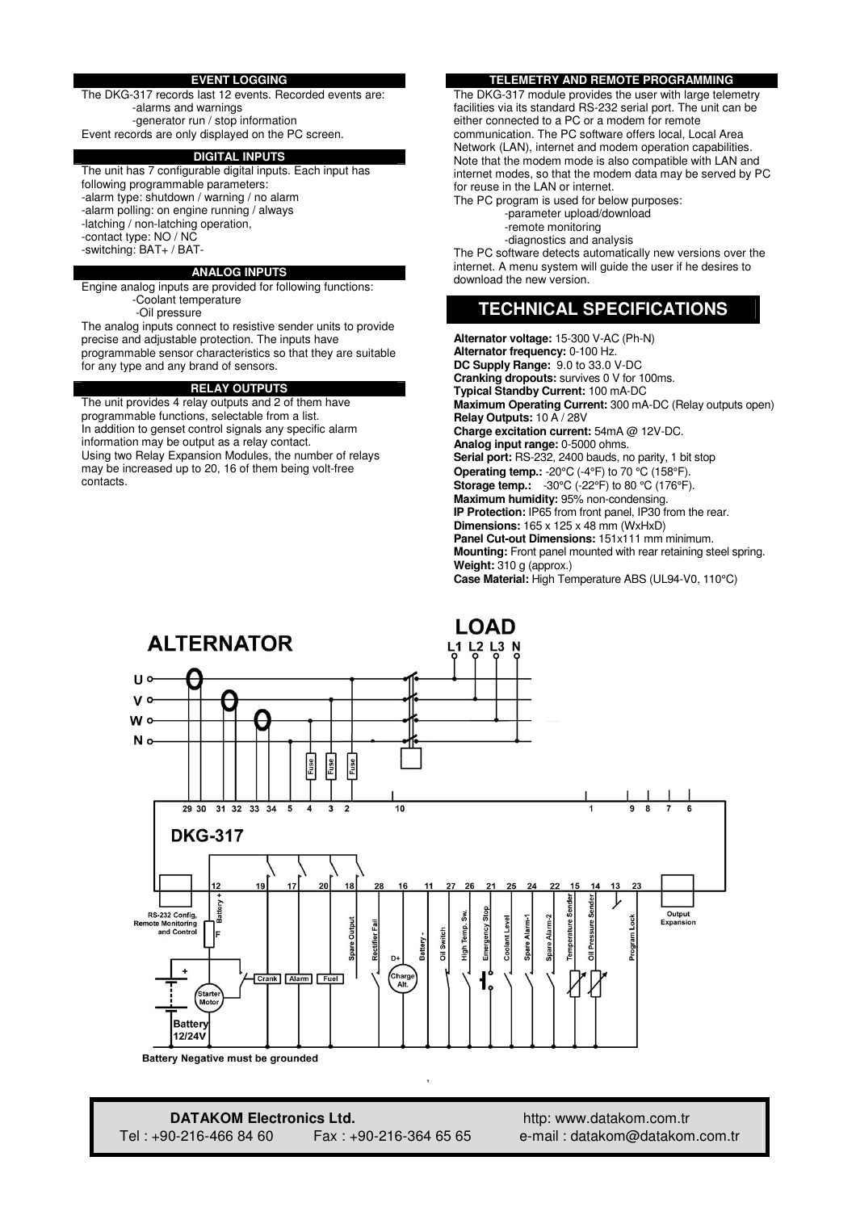## EVENT LOGGING

The DKG-317 records last 12 events. Recorded events are:

- -alarms and warnings
- -generator run / stop information

Event records are only displayed on the PC screen.

## DIGITAL INPUTS

The unit has 7 configurable digital inputs. Each input has following programmable parameters:

- -alarm type: shutdown / warning / no alarm
- -alarm polling: on engine running / always
- -latching / non-latching operation,
- -contact type: NO / NC
- -switching: BAT+ / BAT-

## ANALOG INPUTS

Engine analog inputs are provided for following functions:

- -Coolant temperature
- -Oil pressure

The analog inputs connect to resistive sender units to provide precise and adjustable protection. The inputs have programmable sensor characteristics so that they are suitable for any type and any brand of sensors.

## RELAY OUTPUTS

The unit provides 4 relay outputs and 2 of them have programmable functions, selectable from a list.
In addition to genset control signals any specific alarm information may be output as a relay contact.
Using two Relay Expansion Modules, the number of relays may be increased up to 20, 16 of them being volt-free contacts.

## TELEMETRY AND REMOTE PROGRAMMING

The DKG-317 module provides the user with large telemetry facilities via its standard RS-232 serial port. The unit can be either connected to a PC or a modem for remote communication. The PC software offers local, Local Area Network (LAN), internet and modem operation capabilities. Note that the modem mode is also compatible with LAN and internet modes, so that the modem data may be served by PC for reuse in the LAN or internet.
The PC program is used for below purposes:

- -parameter upload/download
- -remote monitoring
- -diagnostics and analysis

The PC software detects automatically new versions over the internet. A menu system will guide the user if he desires to download the new version.

# TECHNICAL SPECIFICATIONS

**Alternator voltage:** 15-300 V-AC (Ph-N)
**Alternator frequency:** 0-100 Hz.
**DC Supply Range:** 9.0 to 33.0 V-DC
**Cranking dropouts:** survives 0 V for 100ms.
**Typical Standby Current:** 100 mA-DC
**Maximum Operating Current:** 300 mA-DC (Relay outputs open)
**Relay Outputs:** 10 A / 28V
**Charge excitation current:** 54mA @ 12V-DC.
**Analog input range:** 0-5000 ohms.
**Serial port:** RS-232, 2400 bauds, no parity, 1 bit stop
**Operating temp.:** -20°C (-4°F) to 70 °C (158°F).
**Storage temp.:** -30°C (-22°F) to 80 °C (176°F).
**Maximum humidity:** 95% non-condensing.
**IP Protection:** IP65 from front panel, IP30 from the rear.
**Dimensions:** 165 x 125 x 48 mm (WxHxD)
**Panel Cut-out Dimensions:** 151x111 mm minimum.
**Mounting:** Front panel mounted with rear retaining steel spring.
**Weight:** 310 g (approx.)
**Case Material:** High Temperature ABS (UL94-V0, 110°C)

ALTERNATOR
LOAD
L1 L2 L3 N
U
V
W
N
Fuse
Fuse
Fuse
29 30 31 32 33 34 5 4 3 2 10 1 9 8 7 6
DKG-317
12 19 17 20 18 28 16 11 27 26 21 25 24 22 15 14 13 23
RS-232 Config, Remote Monitoring and Control
Battery +
F
Crank
Alarm
Fuel
Spare Output
Rectifier Fail
D+
Charge Alt.
Battery -
Oil Switch
High Temp. Sw.
Emergency Stop
Coolant Level
Spare Alarm-1
Spare Alarm-2
Temperature Sender
Oil Pressure Sender
Program Lock
Output Expansion
Starter Motor
Battery 12/24V

Battery Negative must be grounded

**DATAKOM Electronics Ltd.** http: www.datakom.com.tr
Tel : +90-216-466 84 60 Fax : +90-216-364 65 65 e-mail : datakom@datakom.com.tr